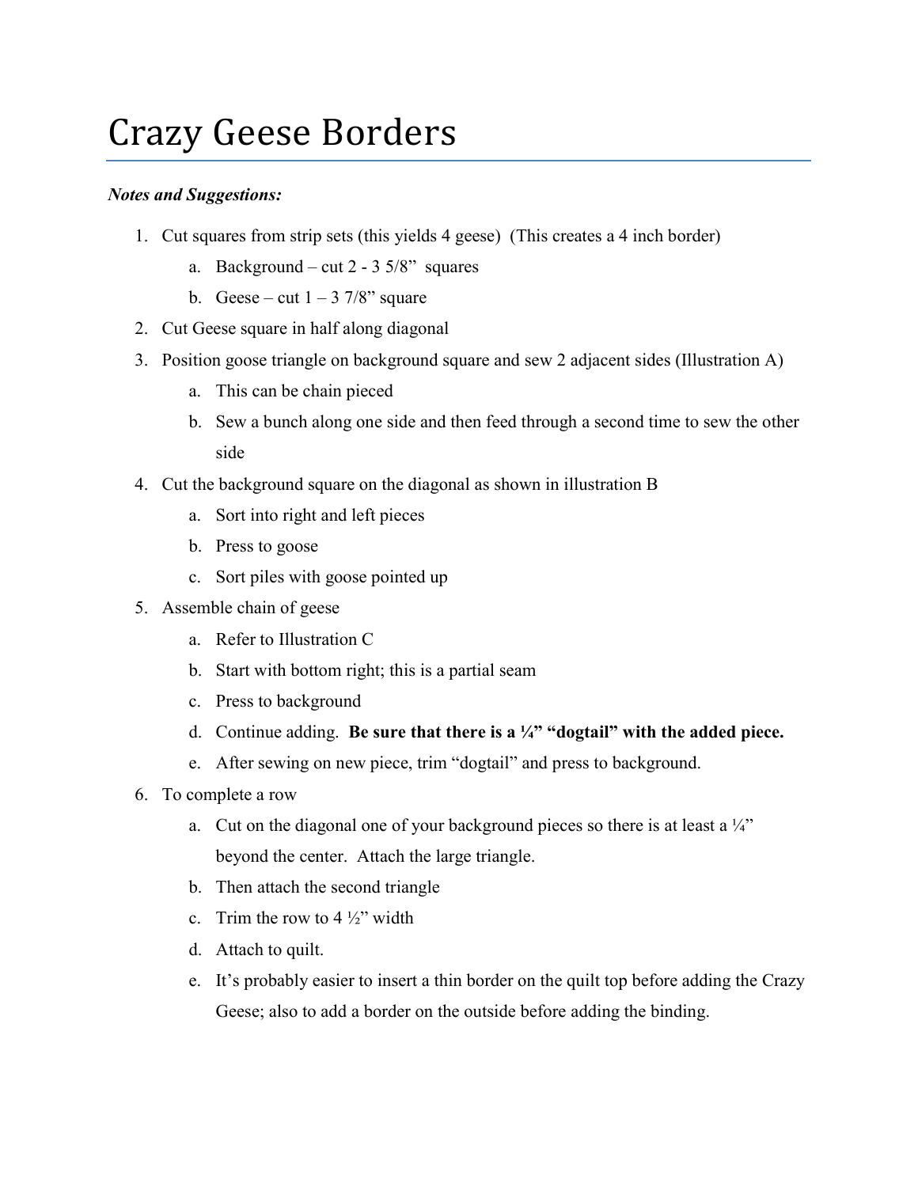# Crazy Geese Borders

***Notes and Suggestions:***

1. Cut squares from strip sets (this yields 4 geese) (This creates a 4 inch border)
   a. Background – cut 2 - 3 5/8" squares
   b. Geese – cut 1 – 3 7/8" square
2. Cut Geese square in half along diagonal
3. Position goose triangle on background square and sew 2 adjacent sides (Illustration A)
   a. This can be chain pieced
   b. Sew a bunch along one side and then feed through a second time to sew the other side
4. Cut the background square on the diagonal as shown in illustration B
   a. Sort into right and left pieces
   b. Press to goose
   c. Sort piles with goose pointed up
5. Assemble chain of geese
   a. Refer to Illustration C
   b. Start with bottom right; this is a partial seam
   c. Press to background
   d. Continue adding. **Be sure that there is a ¼" "dogtail" with the added piece.**
   e. After sewing on new piece, trim "dogtail" and press to background.
6. To complete a row
   a. Cut on the diagonal one of your background pieces so there is at least a ¼" beyond the center. Attach the large triangle.
   b. Then attach the second triangle
   c. Trim the row to 4 ½" width
   d. Attach to quilt.
   e. It's probably easier to insert a thin border on the quilt top before adding the Crazy Geese; also to add a border on the outside before adding the binding.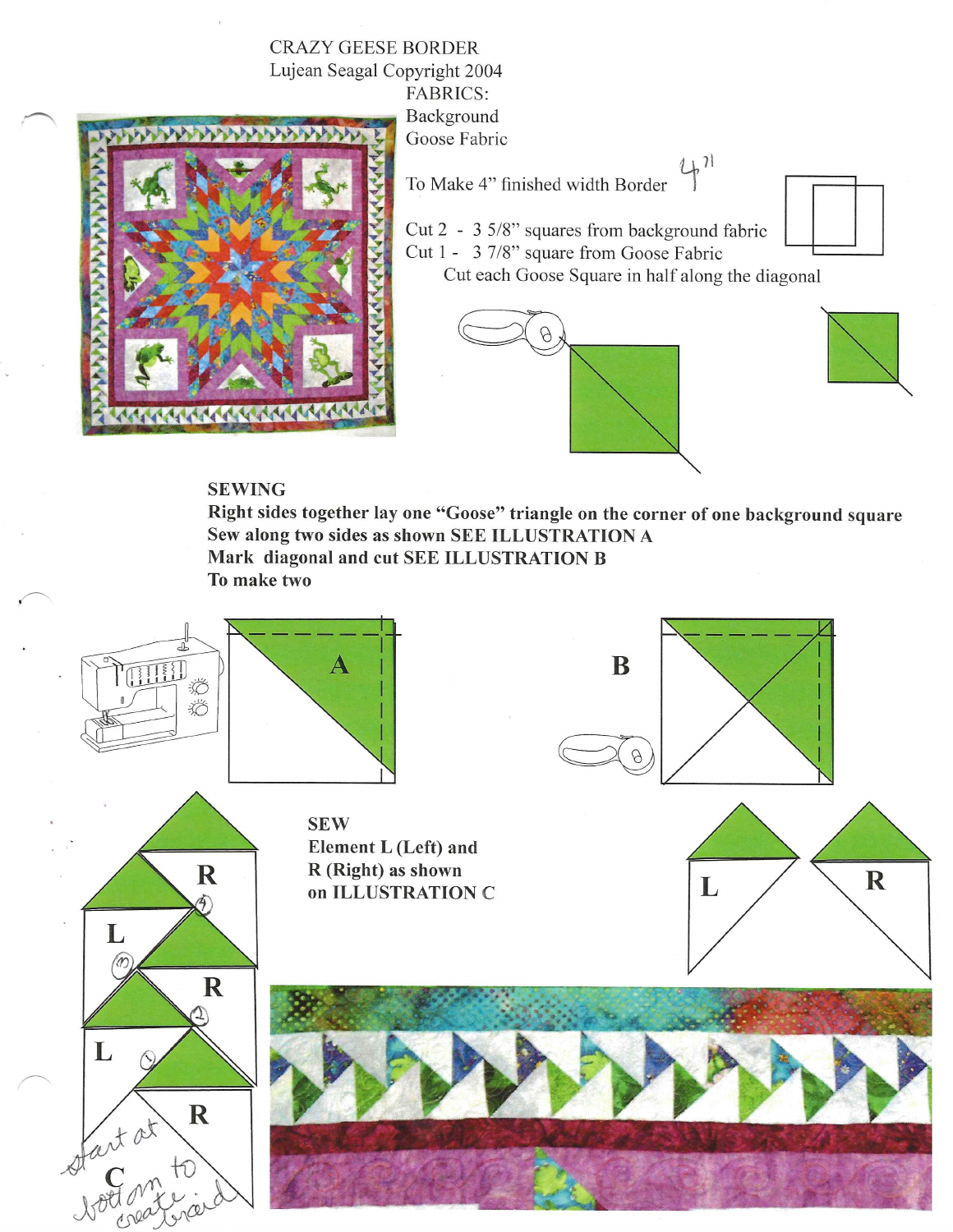CRAZY GEESE BORDER

Lujean Seagal Copyright 2004

FABRICS:

Background

Goose Fabric

To Make 4" finished width Border 4"

Cut 2 - 3 5/8" squares from background fabric

Cut 1 - 3 7/8" square from Goose Fabric

Cut each Goose Square in half along the diagonal

**SEWING**

**Right sides together lay one "Goose" triangle on the corner of one background square**

**Sew along two sides as shown SEE ILLUSTRATION A**

**Mark diagonal and cut SEE ILLUSTRATION B**

**To make two**

A

B

**SEW**

**Element L (Left) and**

**R (Right) as shown**

**on ILLUSTRATION C**

L

R

R

L

R

L

R

C

start at bottom to create braid